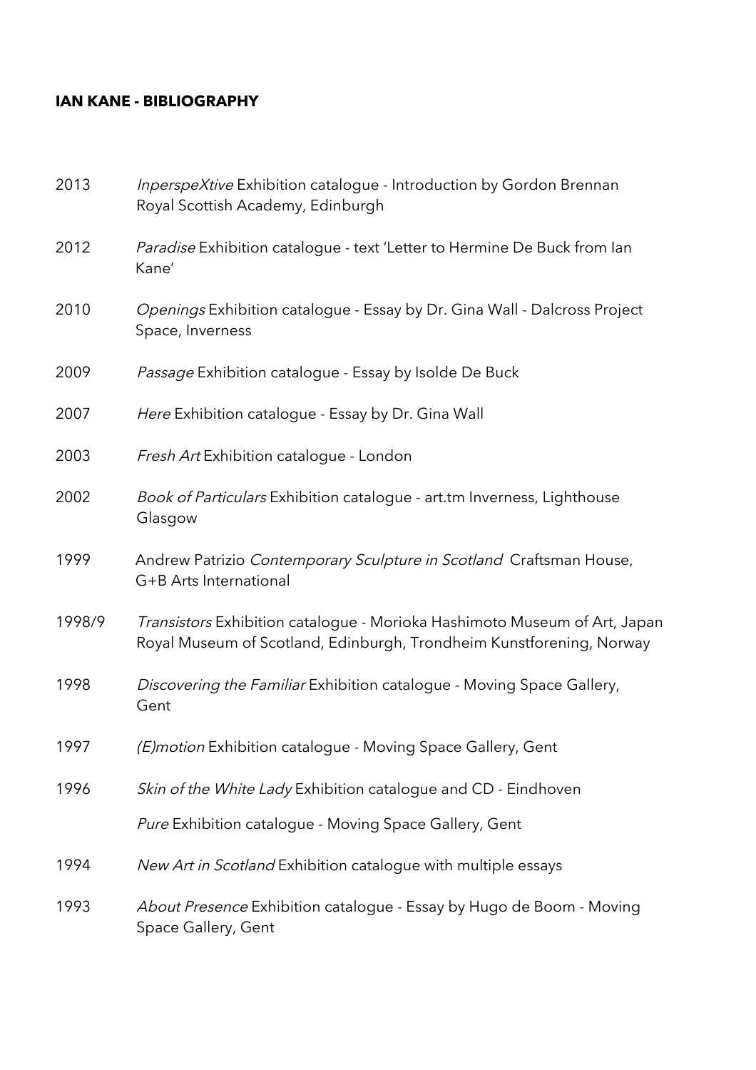**IAN KANE - BIBLIOGRAPHY**

2013 *InperspeXtive* Exhibition catalogue - Introduction by Gordon Brennan Royal Scottish Academy, Edinburgh

2012 *Paradise* Exhibition catalogue - text 'Letter to Hermine De Buck from Ian Kane'

2010 *Openings* Exhibition catalogue - Essay by Dr. Gina Wall - Dalcross Project Space, Inverness

2009 *Passage* Exhibition catalogue - Essay by Isolde De Buck

2007 *Here* Exhibition catalogue - Essay by Dr. Gina Wall

2003 *Fresh Art* Exhibition catalogue - London

2002 *Book of Particulars* Exhibition catalogue - art.tm Inverness, Lighthouse Glasgow

1999 Andrew Patrizio *Contemporary Sculpture in Scotland* Craftsman House, G+B Arts International

1998/9 *Transistors* Exhibition catalogue - Morioka Hashimoto Museum of Art, Japan Royal Museum of Scotland, Edinburgh, Trondheim Kunstforening, Norway

1998 *Discovering the Familiar* Exhibition catalogue - Moving Space Gallery, Gent

1997 *(E)motion* Exhibition catalogue - Moving Space Gallery, Gent

1996 *Skin of the White Lady* Exhibition catalogue and CD - Eindhoven

*Pure* Exhibition catalogue - Moving Space Gallery, Gent

1994 *New Art in Scotland* Exhibition catalogue with multiple essays

1993 *About Presence* Exhibition catalogue - Essay by Hugo de Boom - Moving Space Gallery, Gent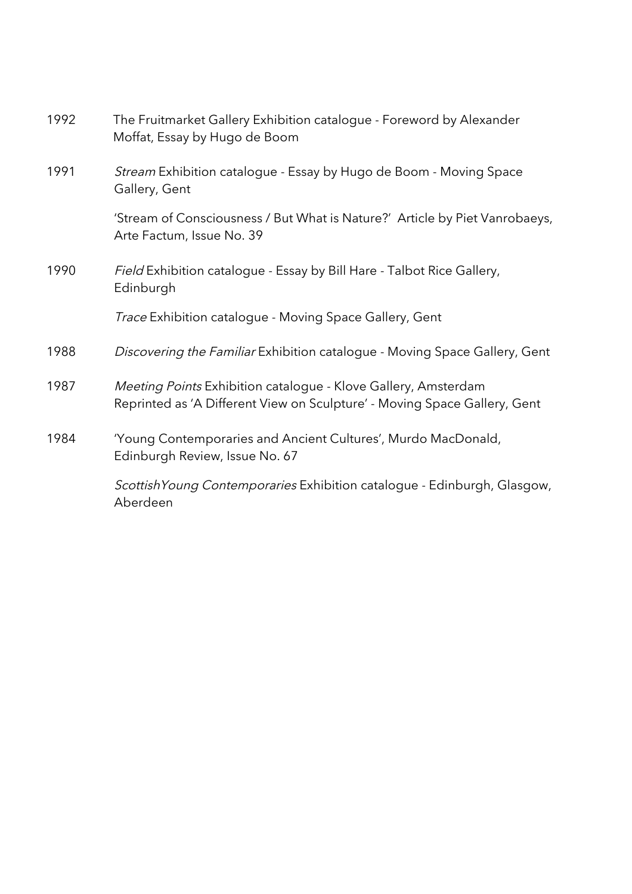1992 The Fruitmarket Gallery Exhibition catalogue - Foreword by Alexander Moffat, Essay by Hugo de Boom

1991 *Stream* Exhibition catalogue - Essay by Hugo de Boom - Moving Space Gallery, Gent

'Stream of Consciousness / But What is Nature?' Article by Piet Vanrobaeys, Arte Factum, Issue No. 39

1990 *Field* Exhibition catalogue - Essay by Bill Hare - Talbot Rice Gallery, Edinburgh

*Trace* Exhibition catalogue - Moving Space Gallery, Gent

1988 *Discovering the Familiar* Exhibition catalogue - Moving Space Gallery, Gent

1987 *Meeting Points* Exhibition catalogue - Klove Gallery, Amsterdam
Reprinted as 'A Different View on Sculpture' - Moving Space Gallery, Gent

1984 'Young Contemporaries and Ancient Cultures', Murdo MacDonald, Edinburgh Review, Issue No. 67

*ScottishYoung Contemporaries* Exhibition catalogue - Edinburgh, Glasgow, Aberdeen